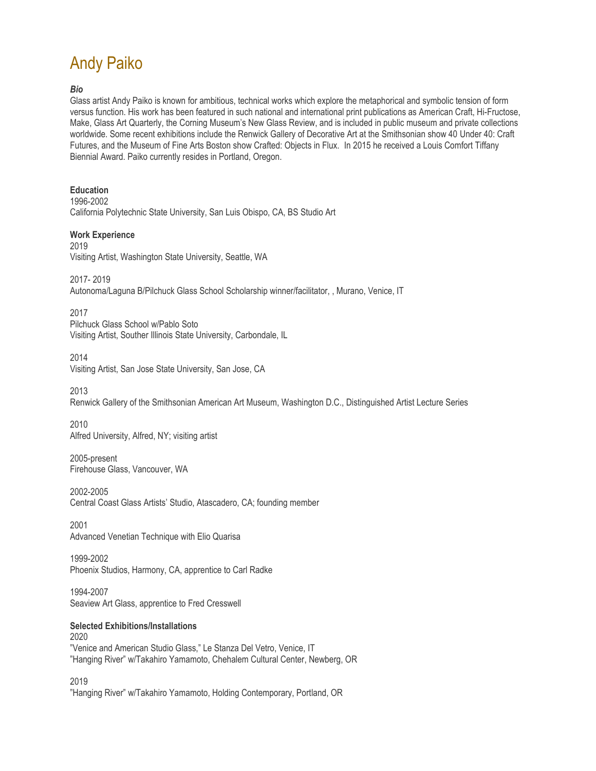# Andy Paiko

***Bio***

Glass artist Andy Paiko is known for ambitious, technical works which explore the metaphorical and symbolic tension of form versus function. His work has been featured in such national and international print publications as American Craft, Hi-Fructose, Make, Glass Art Quarterly, the Corning Museum's New Glass Review, and is included in public museum and private collections worldwide. Some recent exhibitions include the Renwick Gallery of Decorative Art at the Smithsonian show 40 Under 40: Craft Futures, and the Museum of Fine Arts Boston show Crafted: Objects in Flux. In 2015 he received a Louis Comfort Tiffany Biennial Award. Paiko currently resides in Portland, Oregon.

**Education**

1996-2002
California Polytechnic State University, San Luis Obispo, CA, BS Studio Art

**Work Experience**

2019
Visiting Artist, Washington State University, Seattle, WA

2017- 2019
Autonoma/Laguna B/Pilchuck Glass School Scholarship winner/facilitator, , Murano, Venice, IT

2017
Pilchuck Glass School w/Pablo Soto
Visiting Artist, Souther Illinois State University, Carbondale, IL

2014
Visiting Artist, San Jose State University, San Jose, CA

2013
Renwick Gallery of the Smithsonian American Art Museum, Washington D.C., Distinguished Artist Lecture Series

2010
Alfred University, Alfred, NY; visiting artist

2005-present
Firehouse Glass, Vancouver, WA

2002-2005
Central Coast Glass Artists' Studio, Atascadero, CA; founding member

2001
Advanced Venetian Technique with Elio Quarisa

1999-2002
Phoenix Studios, Harmony, CA, apprentice to Carl Radke

1994-2007
Seaview Art Glass, apprentice to Fred Cresswell

**Selected Exhibitions/Installations**

2020
"Venice and American Studio Glass," Le Stanza Del Vetro, Venice, IT
"Hanging River" w/Takahiro Yamamoto, Chehalem Cultural Center, Newberg, OR

2019
"Hanging River" w/Takahiro Yamamoto, Holding Contemporary, Portland, OR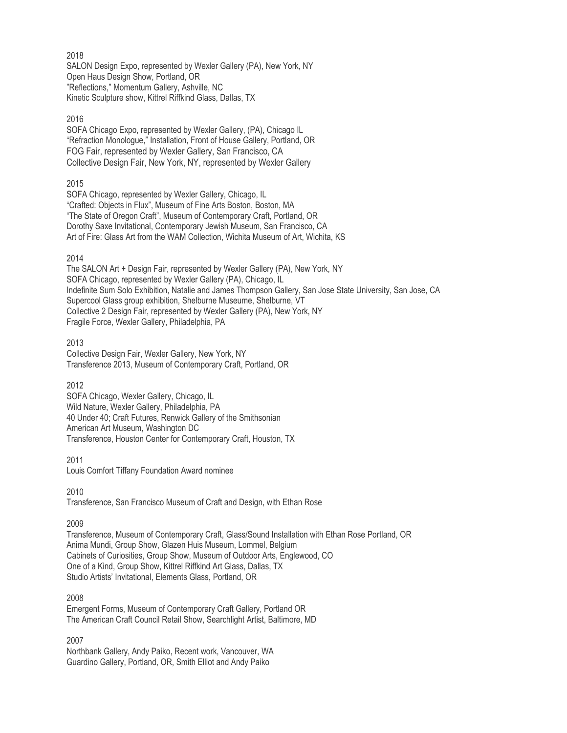2018

SALON Design Expo, represented by Wexler Gallery (PA), New York, NY
Open Haus Design Show, Portland, OR
"Reflections," Momentum Gallery, Ashville, NC
Kinetic Sculpture show, Kittrel Riffkind Glass, Dallas, TX

2016

SOFA Chicago Expo, represented by Wexler Gallery, (PA), Chicago IL
"Refraction Monologue," Installation, Front of House Gallery, Portland, OR
FOG Fair, represented by Wexler Gallery, San Francisco, CA
Collective Design Fair, New York, NY, represented by Wexler Gallery

2015

SOFA Chicago, represented by Wexler Gallery, Chicago, IL
"Crafted: Objects in Flux", Museum of Fine Arts Boston, Boston, MA
"The State of Oregon Craft", Museum of Contemporary Craft, Portland, OR
Dorothy Saxe Invitational, Contemporary Jewish Museum, San Francisco, CA
Art of Fire: Glass Art from the WAM Collection, Wichita Museum of Art, Wichita, KS

2014

The SALON Art + Design Fair, represented by Wexler Gallery (PA), New York, NY
SOFA Chicago, represented by Wexler Gallery (PA), Chicago, IL
Indefinite Sum Solo Exhibition, Natalie and James Thompson Gallery, San Jose State University, San Jose, CA
Supercool Glass group exhibition, Shelburne Museume, Shelburne, VT
Collective 2 Design Fair, represented by Wexler Gallery (PA), New York, NY
Fragile Force, Wexler Gallery, Philadelphia, PA

2013

Collective Design Fair, Wexler Gallery, New York, NY
Transference 2013, Museum of Contemporary Craft, Portland, OR

2012

SOFA Chicago, Wexler Gallery, Chicago, IL
Wild Nature, Wexler Gallery, Philadelphia, PA
40 Under 40; Craft Futures, Renwick Gallery of the Smithsonian American Art Museum, Washington DC
Transference, Houston Center for Contemporary Craft, Houston, TX

2011

Louis Comfort Tiffany Foundation Award nominee

2010

Transference, San Francisco Museum of Craft and Design, with Ethan Rose

2009

Transference, Museum of Contemporary Craft, Glass/Sound Installation with Ethan Rose Portland, OR
Anima Mundi, Group Show, Glazen Huis Museum, Lommel, Belgium
Cabinets of Curiosities, Group Show, Museum of Outdoor Arts, Englewood, CO
One of a Kind, Group Show, Kittrel Riffkind Art Glass, Dallas, TX
Studio Artists' Invitational, Elements Glass, Portland, OR

2008

Emergent Forms, Museum of Contemporary Craft Gallery, Portland OR
The American Craft Council Retail Show, Searchlight Artist, Baltimore, MD

2007

Northbank Gallery, Andy Paiko, Recent work, Vancouver, WA
Guardino Gallery, Portland, OR, Smith Elliot and Andy Paiko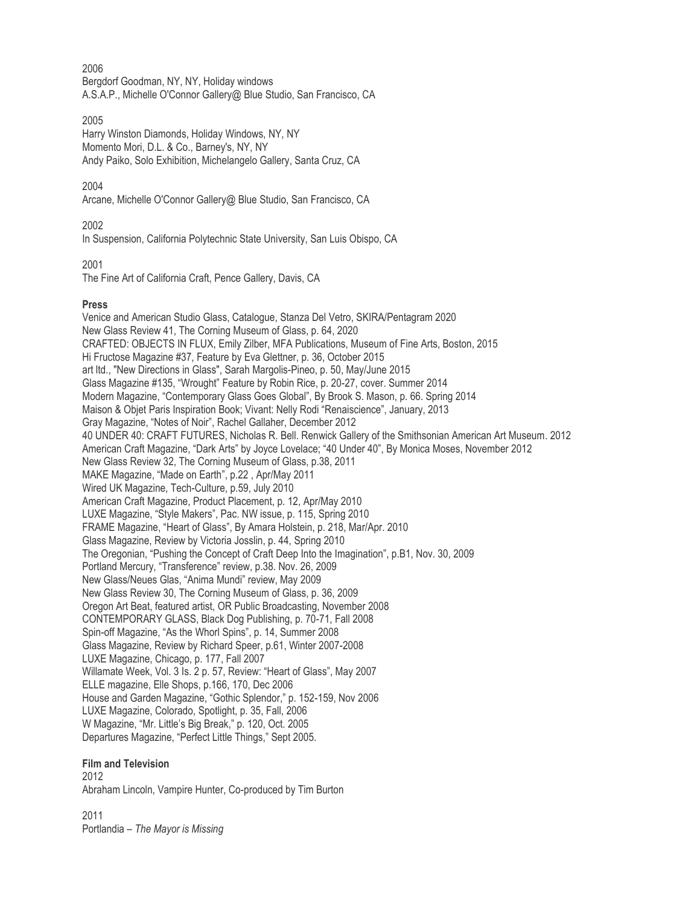2006

Bergdorf Goodman, NY, NY, Holiday windows
A.S.A.P., Michelle O'Connor Gallery@ Blue Studio, San Francisco, CA

2005

Harry Winston Diamonds, Holiday Windows, NY, NY
Momento Mori, D.L. & Co., Barney's, NY, NY
Andy Paiko, Solo Exhibition, Michelangelo Gallery, Santa Cruz, CA

2004

Arcane, Michelle O'Connor Gallery@ Blue Studio, San Francisco, CA

2002

In Suspension, California Polytechnic State University, San Luis Obispo, CA

2001

The Fine Art of California Craft, Pence Gallery, Davis, CA

**Press**

Venice and American Studio Glass, Catalogue, Stanza Del Vetro, SKIRA/Pentagram 2020
New Glass Review 41, The Corning Museum of Glass, p. 64, 2020
CRAFTED: OBJECTS IN FLUX, Emily Zilber, MFA Publications, Museum of Fine Arts, Boston, 2015
Hi Fructose Magazine #37, Feature by Eva Glettner, p. 36, October 2015
art ltd., "New Directions in Glass", Sarah Margolis-Pineo, p. 50, May/June 2015
Glass Magazine #135, "Wrought" Feature by Robin Rice, p. 20-27, cover. Summer 2014
Modern Magazine, "Contemporary Glass Goes Global", By Brook S. Mason, p. 66. Spring 2014
Maison & Objet Paris Inspiration Book; Vivant: Nelly Rodi "Renaiscience", January, 2013
Gray Magazine, "Notes of Noir", Rachel Gallaher, December 2012
40 UNDER 40: CRAFT FUTURES, Nicholas R. Bell. Renwick Gallery of the Smithsonian American Art Museum. 2012
American Craft Magazine, "Dark Arts" by Joyce Lovelace; "40 Under 40", By Monica Moses, November 2012
New Glass Review 32, The Corning Museum of Glass, p.38, 2011
MAKE Magazine, "Made on Earth", p.22 , Apr/May 2011
Wired UK Magazine, Tech-Culture, p.59, July 2010
American Craft Magazine, Product Placement, p. 12, Apr/May 2010
LUXE Magazine, "Style Makers", Pac. NW issue, p. 115, Spring 2010
FRAME Magazine, "Heart of Glass", By Amara Holstein, p. 218, Mar/Apr. 2010
Glass Magazine, Review by Victoria Josslin, p. 44, Spring 2010
The Oregonian, "Pushing the Concept of Craft Deep Into the Imagination", p.B1, Nov. 30, 2009
Portland Mercury, "Transference" review, p.38. Nov. 26, 2009
New Glass/Neues Glas, "Anima Mundi" review, May 2009
New Glass Review 30, The Corning Museum of Glass, p. 36, 2009
Oregon Art Beat, featured artist, OR Public Broadcasting, November 2008
CONTEMPORARY GLASS, Black Dog Publishing, p. 70-71, Fall 2008
Spin-off Magazine, "As the Whorl Spins", p. 14, Summer 2008
Glass Magazine, Review by Richard Speer, p.61, Winter 2007-2008
LUXE Magazine, Chicago, p. 177, Fall 2007
Willamate Week, Vol. 3 Is. 2 p. 57, Review: "Heart of Glass", May 2007
ELLE magazine, Elle Shops, p.166, 170, Dec 2006
House and Garden Magazine, "Gothic Splendor," p. 152-159, Nov 2006
LUXE Magazine, Colorado, Spotlight, p. 35, Fall, 2006
W Magazine, "Mr. Little's Big Break," p. 120, Oct. 2005
Departures Magazine, "Perfect Little Things," Sept 2005.

**Film and Television**

2012

Abraham Lincoln, Vampire Hunter, Co-produced by Tim Burton

2011

Portlandia – *The Mayor is Missing*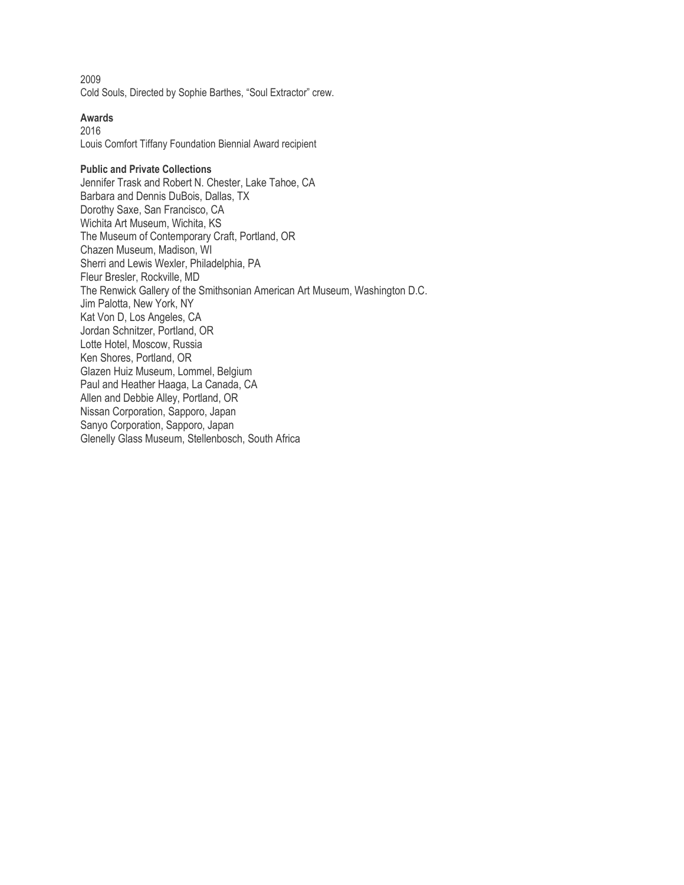2009

Cold Souls, Directed by Sophie Barthes, “Soul Extractor” crew.

**Awards**

2016

Louis Comfort Tiffany Foundation Biennial Award recipient

**Public and Private Collections**

Jennifer Trask and Robert N. Chester, Lake Tahoe, CA
Barbara and Dennis DuBois, Dallas, TX
Dorothy Saxe, San Francisco, CA
Wichita Art Museum, Wichita, KS
The Museum of Contemporary Craft, Portland, OR
Chazen Museum, Madison, WI
Sherri and Lewis Wexler, Philadelphia, PA
Fleur Bresler, Rockville, MD
The Renwick Gallery of the Smithsonian American Art Museum, Washington D.C.
Jim Palotta, New York, NY
Kat Von D, Los Angeles, CA
Jordan Schnitzer, Portland, OR
Lotte Hotel, Moscow, Russia
Ken Shores, Portland, OR
Glazen Huiz Museum, Lommel, Belgium
Paul and Heather Haaga, La Canada, CA
Allen and Debbie Alley, Portland, OR
Nissan Corporation, Sapporo, Japan
Sanyo Corporation, Sapporo, Japan
Glenelly Glass Museum, Stellenbosch, South Africa